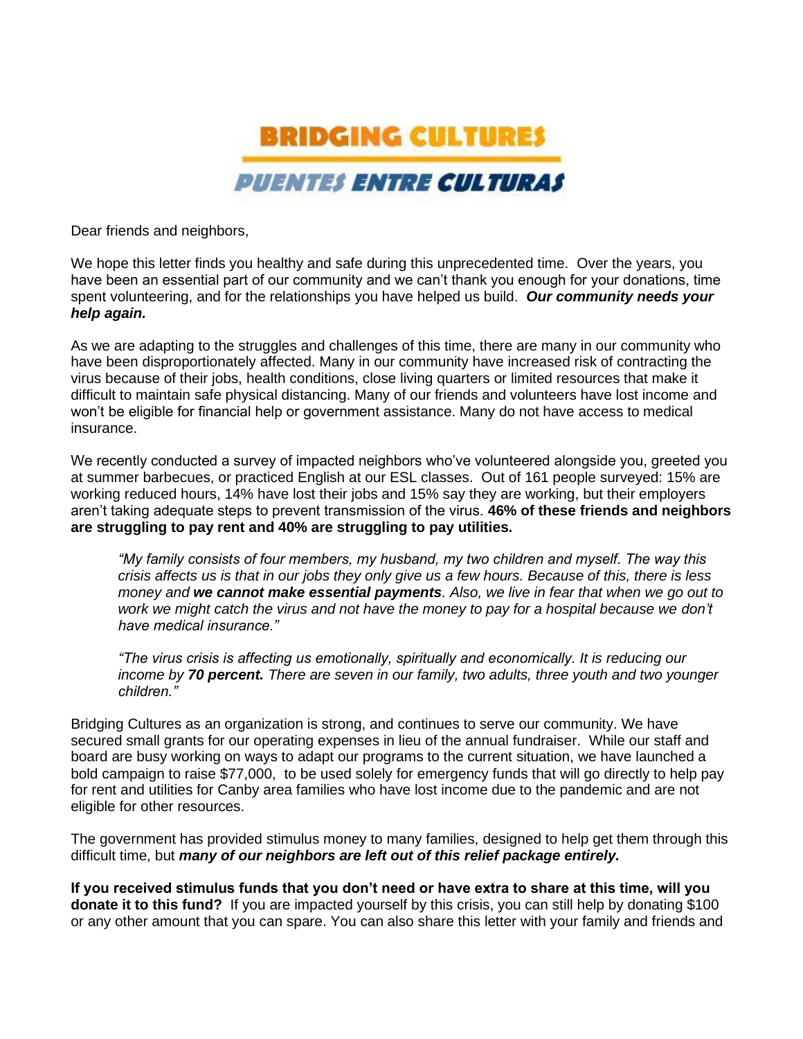# BRIDGING CULTURES

## PUENTES ENTRE CULTURAS

Dear friends and neighbors,

We hope this letter finds you healthy and safe during this unprecedented time. Over the years, you have been an essential part of our community and we can't thank you enough for your donations, time spent volunteering, and for the relationships you have helped us build. ***Our community needs your help again.***

As we are adapting to the struggles and challenges of this time, there are many in our community who have been disproportionately affected. Many in our community have increased risk of contracting the virus because of their jobs, health conditions, close living quarters or limited resources that make it difficult to maintain safe physical distancing. Many of our friends and volunteers have lost income and won't be eligible for financial help or government assistance. Many do not have access to medical insurance.

We recently conducted a survey of impacted neighbors who've volunteered alongside you, greeted you at summer barbecues, or practiced English at our ESL classes. Out of 161 people surveyed: 15% are working reduced hours, 14% have lost their jobs and 15% say they are working, but their employers aren't taking adequate steps to prevent transmission of the virus. **46% of these friends and neighbors are struggling to pay rent and 40% are struggling to pay utilities.**

> *"My family consists of four members, my husband, my two children and myself. The way this crisis affects us is that in our jobs they only give us a few hours. Because of this, there is less money and **we cannot make essential payments**. Also, we live in fear that when we go out to work we might catch the virus and not have the money to pay for a hospital because we don't have medical insurance."*
>
> *"The virus crisis is affecting us emotionally, spiritually and economically. It is reducing our income by **70 percent.** There are seven in our family, two adults, three youth and two younger children."*

Bridging Cultures as an organization is strong, and continues to serve our community. We have secured small grants for our operating expenses in lieu of the annual fundraiser. While our staff and board are busy working on ways to adapt our programs to the current situation, we have launched a bold campaign to raise $77,000, to be used solely for emergency funds that will go directly to help pay for rent and utilities for Canby area families who have lost income due to the pandemic and are not eligible for other resources.

The government has provided stimulus money to many families, designed to help get them through this difficult time, but ***many of our neighbors are left out of this relief package entirely.***

**If you received stimulus funds that you don't need or have extra to share at this time, will you donate it to this fund?** If you are impacted yourself by this crisis, you can still help by donating $100 or any other amount that you can spare. You can also share this letter with your family and friends and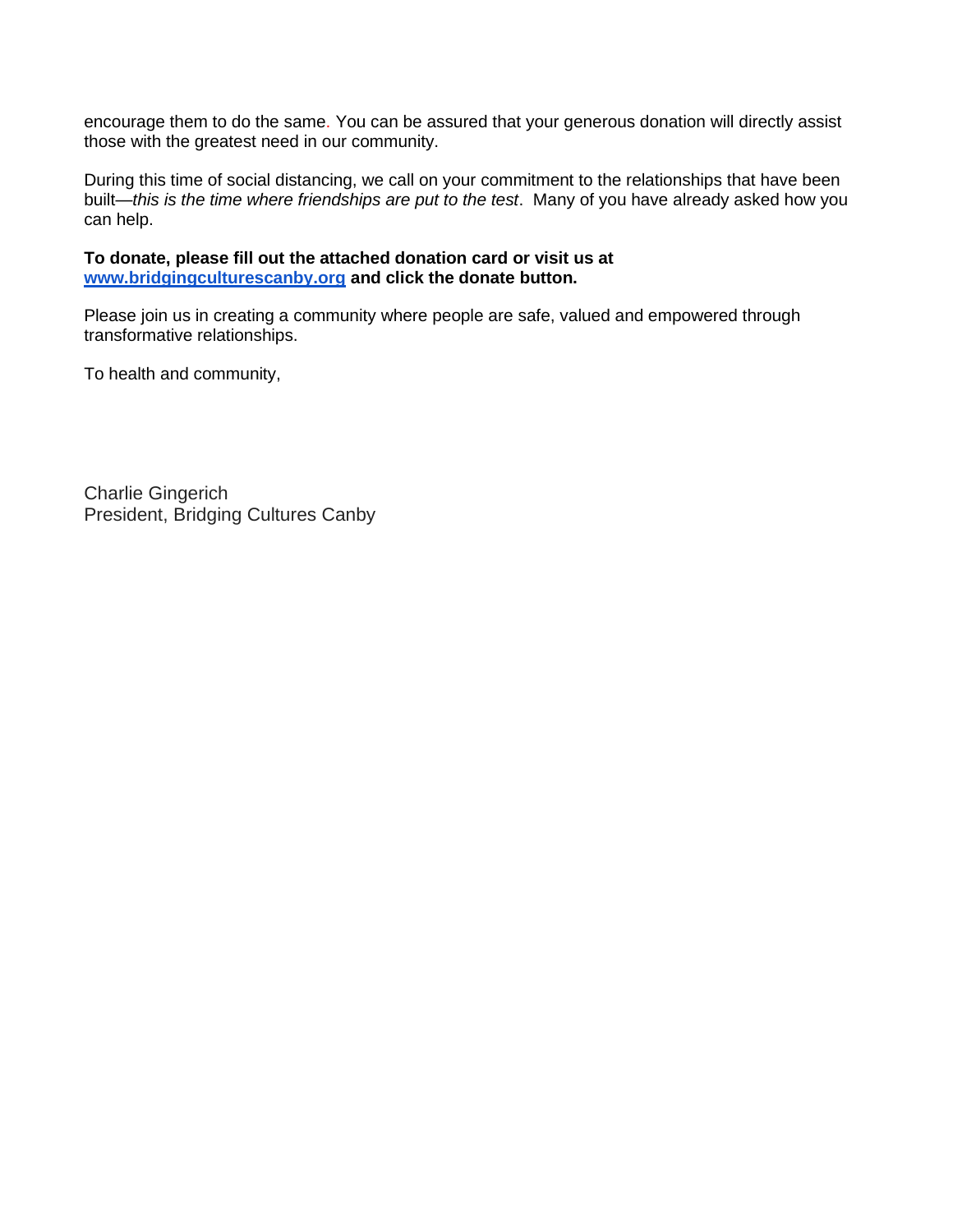encourage them to do the same. You can be assured that your generous donation will directly assist those with the greatest need in our community.

During this time of social distancing, we call on your commitment to the relationships that have been built—*this is the time where friendships are put to the test*. Many of you have already asked how you can help.

**To donate, please fill out the attached donation card or visit us at [www.bridgingculturescanby.org](http://www.bridgingculturescanby.org) and click the donate button.**

Please join us in creating a community where people are safe, valued and empowered through transformative relationships.

To health and community,

Charlie Gingerich
President, Bridging Cultures Canby